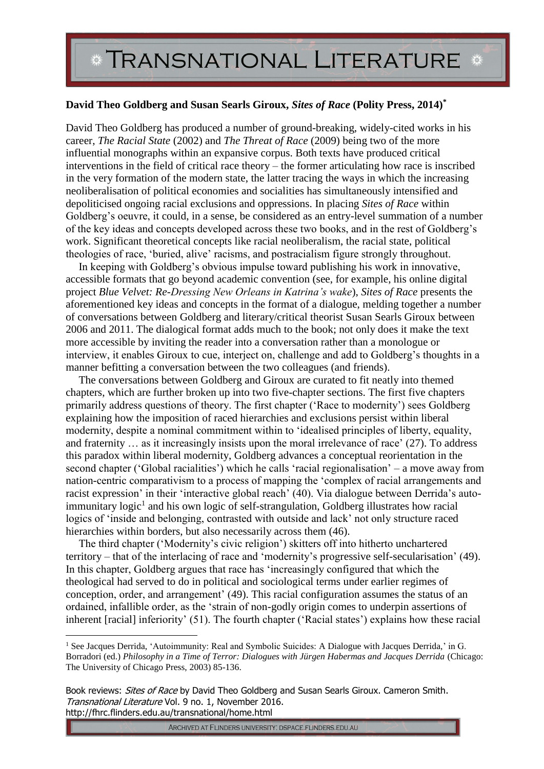**David Theo Goldberg and Susan Searls Giroux, *Sites of Race* (Polity Press, 2014)[*]**

David Theo Goldberg has produced a number of ground-breaking, widely-cited works in his career, *The Racial State* (2002) and *The Threat of Race* (2009) being two of the more influential monographs within an expansive corpus. Both texts have produced critical interventions in the field of critical race theory – the former articulating how race is inscribed in the very formation of the modern state, the latter tracing the ways in which the increasing neoliberalisation of political economies and socialities has simultaneously intensified and depoliticised ongoing racial exclusions and oppressions. In placing *Sites of Race* within Goldberg's oeuvre, it could, in a sense, be considered as an entry-level summation of a number of the key ideas and concepts developed across these two books, and in the rest of Goldberg's work. Significant theoretical concepts like racial neoliberalism, the racial state, political theologies of race, 'buried, alive' racisms, and postracialism figure strongly throughout.

In keeping with Goldberg's obvious impulse toward publishing his work in innovative, accessible formats that go beyond academic convention (see, for example, his online digital project *Blue Velvet: Re-Dressing New Orleans in Katrina's wake*), *Sites of Race* presents the aforementioned key ideas and concepts in the format of a dialogue, melding together a number of conversations between Goldberg and literary/critical theorist Susan Searls Giroux between 2006 and 2011. The dialogical format adds much to the book; not only does it make the text more accessible by inviting the reader into a conversation rather than a monologue or interview, it enables Giroux to cue, interject on, challenge and add to Goldberg's thoughts in a manner befitting a conversation between the two colleagues (and friends).

The conversations between Goldberg and Giroux are curated to fit neatly into themed chapters, which are further broken up into two five-chapter sections. The first five chapters primarily address questions of theory. The first chapter ('Race to modernity') sees Goldberg explaining how the imposition of raced hierarchies and exclusions persist within liberal modernity, despite a nominal commitment within to 'idealised principles of liberty, equality, and fraternity … as it increasingly insists upon the moral irrelevance of race' (27). To address this paradox within liberal modernity, Goldberg advances a conceptual reorientation in the second chapter ('Global racialities') which he calls 'racial regionalisation' – a move away from nation-centric comparativism to a process of mapping the 'complex of racial arrangements and racist expression' in their 'interactive global reach' (40). Via dialogue between Derrida's auto-immunitary logic[1] and his own logic of self-strangulation, Goldberg illustrates how racial logics of 'inside and belonging, contrasted with outside and lack' not only structure raced hierarchies within borders, but also necessarily across them (46).

The third chapter ('Modernity's civic religion') skitters off into hitherto unchartered territory – that of the interlacing of race and 'modernity's progressive self-secularisation' (49). In this chapter, Goldberg argues that race has 'increasingly configured that which the theological had served to do in political and sociological terms under earlier regimes of conception, order, and arrangement' (49). This racial configuration assumes the status of an ordained, infallible order, as the 'strain of non-godly origin comes to underpin assertions of inherent [racial] inferiority' (51). The fourth chapter ('Racial states') explains how these racial

[1] See Jacques Derrida, 'Autoimmunity: Real and Symbolic Suicides: A Dialogue with Jacques Derrida,' in G. Borradori (ed.) *Philosophy in a Time of Terror: Dialogues with Jürgen Habermas and Jacques Derrida* (Chicago: The University of Chicago Press, 2003) 85-136.

Book reviews: *Sites of Race* by David Theo Goldberg and Susan Searls Giroux. Cameron Smith. *Transnational Literature* Vol. 9 no. 1, November 2016.
http://fhrc.flinders.edu.au/transnational/home.html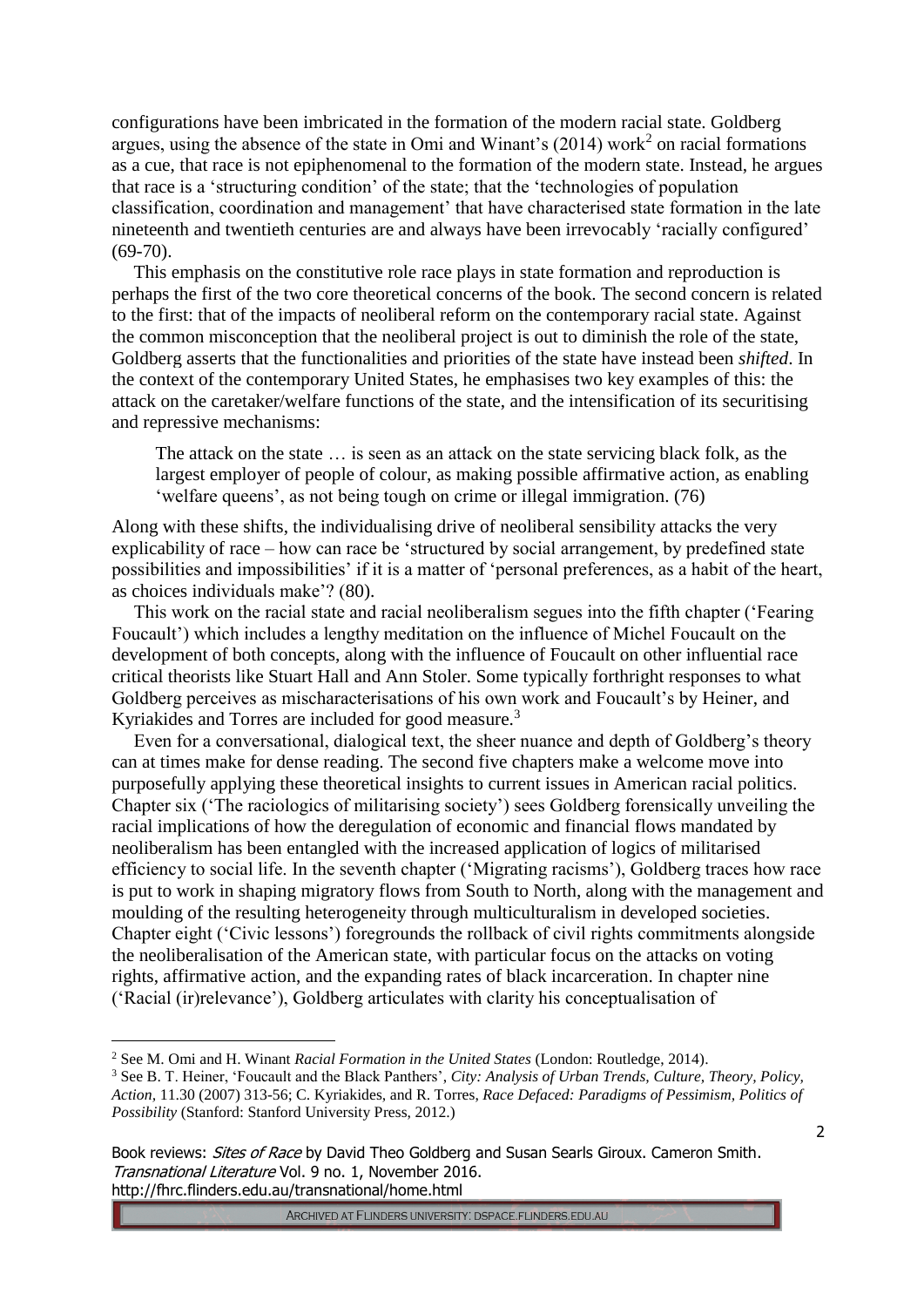configurations have been imbricated in the formation of the modern racial state. Goldberg argues, using the absence of the state in Omi and Winant's (2014) work[2] on racial formations as a cue, that race is not epiphenomenal to the formation of the modern state. Instead, he argues that race is a 'structuring condition' of the state; that the 'technologies of population classification, coordination and management' that have characterised state formation in the late nineteenth and twentieth centuries are and always have been irrevocably 'racially configured' (69-70).

This emphasis on the constitutive role race plays in state formation and reproduction is perhaps the first of the two core theoretical concerns of the book. The second concern is related to the first: that of the impacts of neoliberal reform on the contemporary racial state. Against the common misconception that the neoliberal project is out to diminish the role of the state, Goldberg asserts that the functionalities and priorities of the state have instead been *shifted*. In the context of the contemporary United States, he emphasises two key examples of this: the attack on the caretaker/welfare functions of the state, and the intensification of its securitising and repressive mechanisms:

> The attack on the state … is seen as an attack on the state servicing black folk, as the largest employer of people of colour, as making possible affirmative action, as enabling 'welfare queens', as not being tough on crime or illegal immigration. (76)

Along with these shifts, the individualising drive of neoliberal sensibility attacks the very explicability of race – how can race be 'structured by social arrangement, by predefined state possibilities and impossibilities' if it is a matter of 'personal preferences, as a habit of the heart, as choices individuals make'? (80).

This work on the racial state and racial neoliberalism segues into the fifth chapter ('Fearing Foucault') which includes a lengthy meditation on the influence of Michel Foucault on the development of both concepts, along with the influence of Foucault on other influential race critical theorists like Stuart Hall and Ann Stoler. Some typically forthright responses to what Goldberg perceives as mischaracterisations of his own work and Foucault's by Heiner, and Kyriakides and Torres are included for good measure.[3]

Even for a conversational, dialogical text, the sheer nuance and depth of Goldberg's theory can at times make for dense reading. The second five chapters make a welcome move into purposefully applying these theoretical insights to current issues in American racial politics. Chapter six ('The raciologics of militarising society') sees Goldberg forensically unveiling the racial implications of how the deregulation of economic and financial flows mandated by neoliberalism has been entangled with the increased application of logics of militarised efficiency to social life. In the seventh chapter ('Migrating racisms'), Goldberg traces how race is put to work in shaping migratory flows from South to North, along with the management and moulding of the resulting heterogeneity through multiculturalism in developed societies. Chapter eight ('Civic lessons') foregrounds the rollback of civil rights commitments alongside the neoliberalisation of the American state, with particular focus on the attacks on voting rights, affirmative action, and the expanding rates of black incarceration. In chapter nine ('Racial (ir)relevance'), Goldberg articulates with clarity his conceptualisation of

---

[2] See M. Omi and H. Winant *Racial Formation in the United States* (London: Routledge, 2014).

[3] See B. T. Heiner, 'Foucault and the Black Panthers', *City: Analysis of Urban Trends, Culture, Theory, Policy, Action,* 11.30 (2007) 313-56; C. Kyriakides, and R. Torres, *Race Defaced: Paradigms of Pessimism, Politics of Possibility* (Stanford: Stanford University Press, 2012.)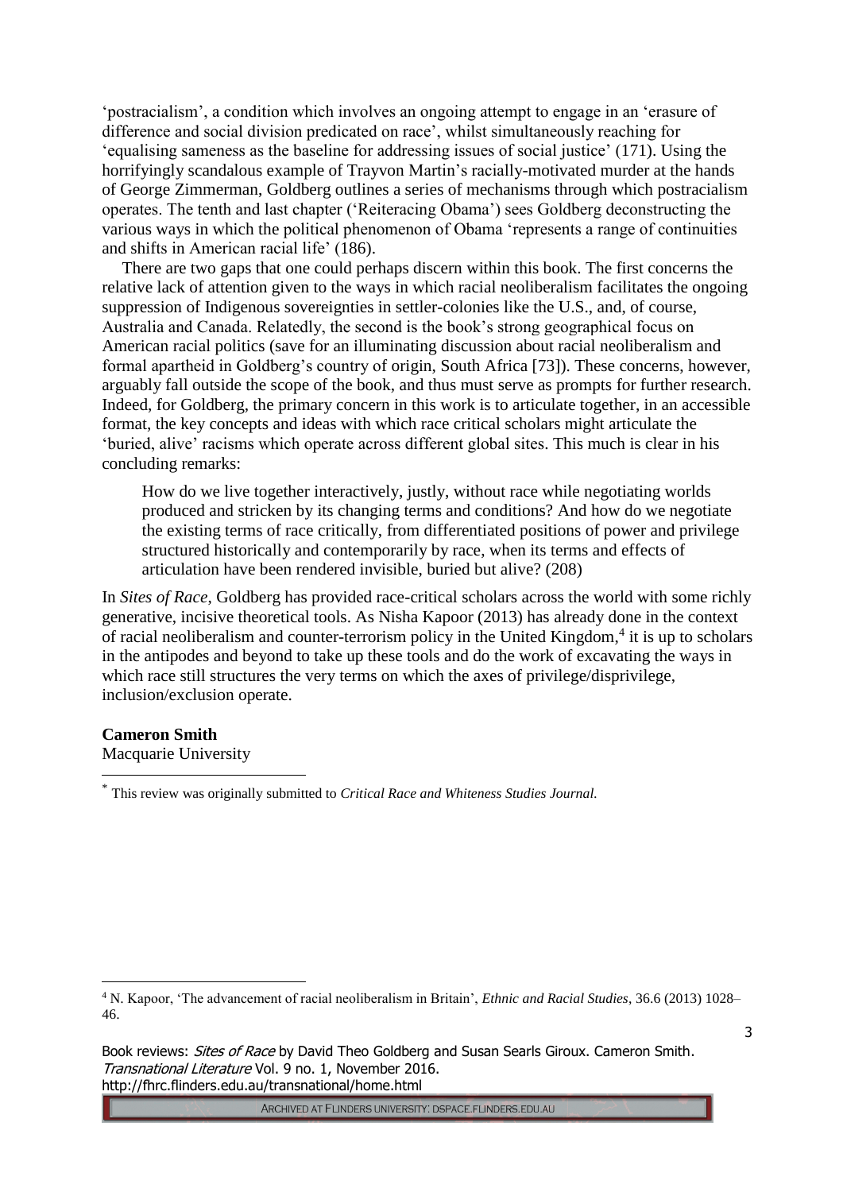'postracialism', a condition which involves an ongoing attempt to engage in an 'erasure of difference and social division predicated on race', whilst simultaneously reaching for 'equalising sameness as the baseline for addressing issues of social justice' (171). Using the horrifyingly scandalous example of Trayvon Martin's racially-motivated murder at the hands of George Zimmerman, Goldberg outlines a series of mechanisms through which postracialism operates. The tenth and last chapter ('Reiteracing Obama') sees Goldberg deconstructing the various ways in which the political phenomenon of Obama 'represents a range of continuities and shifts in American racial life' (186).

There are two gaps that one could perhaps discern within this book. The first concerns the relative lack of attention given to the ways in which racial neoliberalism facilitates the ongoing suppression of Indigenous sovereignties in settler-colonies like the U.S., and, of course, Australia and Canada. Relatedly, the second is the book's strong geographical focus on American racial politics (save for an illuminating discussion about racial neoliberalism and formal apartheid in Goldberg's country of origin, South Africa [73]). These concerns, however, arguably fall outside the scope of the book, and thus must serve as prompts for further research. Indeed, for Goldberg, the primary concern in this work is to articulate together, in an accessible format, the key concepts and ideas with which race critical scholars might articulate the 'buried, alive' racisms which operate across different global sites. This much is clear in his concluding remarks:

> How do we live together interactively, justly, without race while negotiating worlds produced and stricken by its changing terms and conditions? And how do we negotiate the existing terms of race critically, from differentiated positions of power and privilege structured historically and contemporarily by race, when its terms and effects of articulation have been rendered invisible, buried but alive? (208)

In *Sites of Race*, Goldberg has provided race-critical scholars across the world with some richly generative, incisive theoretical tools. As Nisha Kapoor (2013) has already done in the context of racial neoliberalism and counter-terrorism policy in the United Kingdom,[4] it is up to scholars in the antipodes and beyond to take up these tools and do the work of excavating the ways in which race still structures the very terms on which the axes of privilege/disprivilege, inclusion/exclusion operate.

**Cameron Smith**
Macquarie University

[*] This review was originally submitted to *Critical Race and Whiteness Studies Journal.*

[4] N. Kapoor, 'The advancement of racial neoliberalism in Britain', *Ethnic and Racial Studies*, 36.6 (2013) 1028–46.